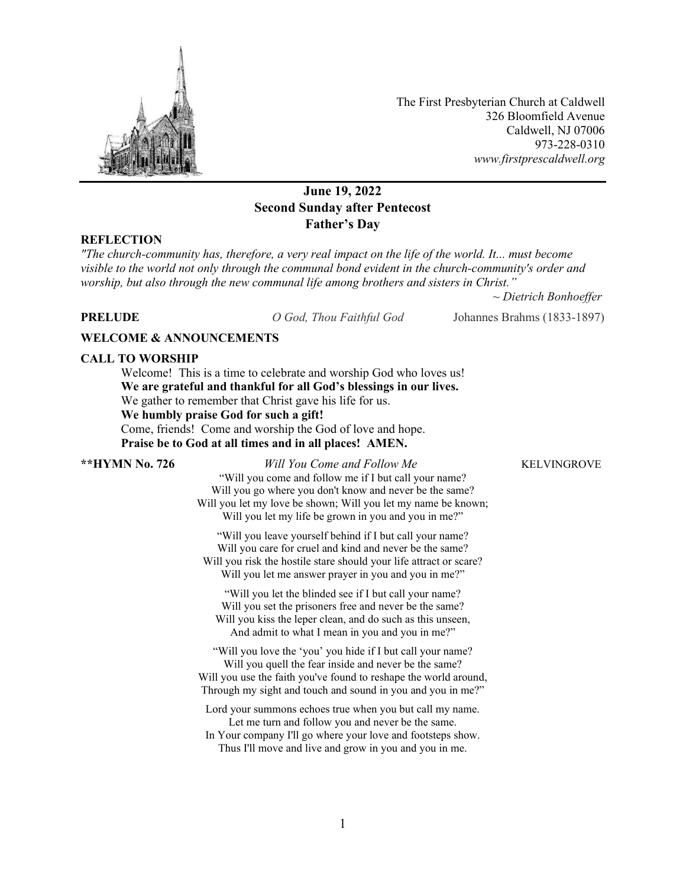The First Presbyterian Church at Caldwell
326 Bloomfield Avenue
Caldwell, NJ 07006
973-228-0310
*www.firstprescaldwell.org*

---

**June 19, 2022**
**Second Sunday after Pentecost**
**Father's Day**

**REFLECTION**

*"The church-community has, therefore, a very real impact on the life of the world. It... must become visible to the world not only through the communal bond evident in the church-community's order and worship, but also through the new communal life among brothers and sisters in Christ."*

*~ Dietrich Bonhoeffer*

**PRELUDE** *O God, Thou Faithful God* Johannes Brahms (1833-1897)

**WELCOME & ANNOUNCEMENTS**

**CALL TO WORSHIP**

Welcome! This is a time to celebrate and worship God who loves us!
**We are grateful and thankful for all God's blessings in our lives.**
We gather to remember that Christ gave his life for us.
**We humbly praise God for such a gift!**
Come, friends! Come and worship the God of love and hope.
**Praise be to God at all times and in all places! AMEN.**

****HYMN No. 726** *Will You Come and Follow Me* KELVINGROVE

"Will you come and follow me if I but call your name?
Will you go where you don't know and never be the same?
Will you let my love be shown; Will you let my name be known;
Will you let my life be grown in you and you in me?"

"Will you leave yourself behind if I but call your name?
Will you care for cruel and kind and never be the same?
Will you risk the hostile stare should your life attract or scare?
Will you let me answer prayer in you and you in me?"

"Will you let the blinded see if I but call your name?
Will you set the prisoners free and never be the same?
Will you kiss the leper clean, and do such as this unseen,
And admit to what I mean in you and you in me?"

"Will you love the 'you' you hide if I but call your name?
Will you quell the fear inside and never be the same?
Will you use the faith you've found to reshape the world around,
Through my sight and touch and sound in you and you in me?"

Lord your summons echoes true when you but call my name.
Let me turn and follow you and never be the same.
In Your company I'll go where your love and footsteps show.
Thus I'll move and live and grow in you and you in me.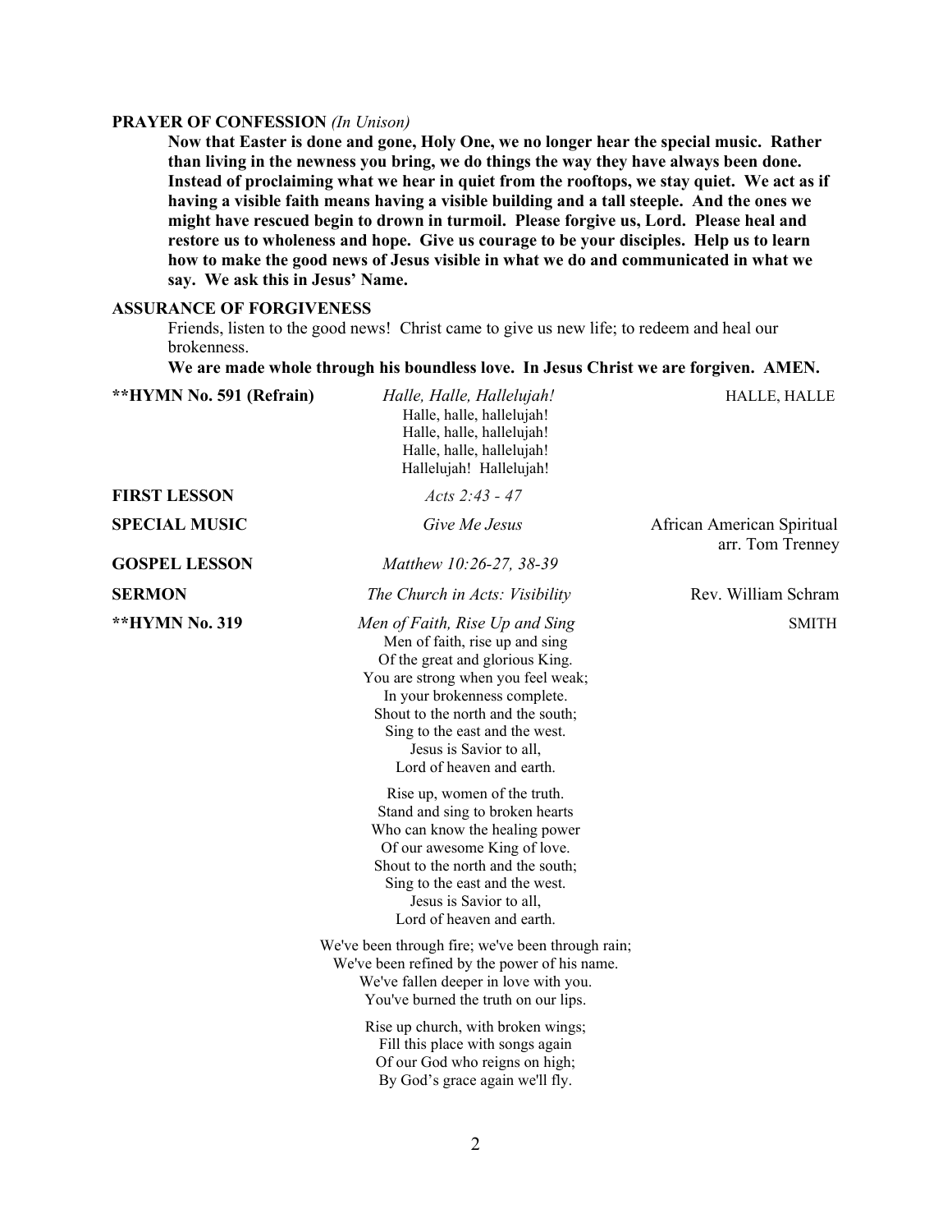**PRAYER OF CONFESSION** *(In Unison)*

**Now that Easter is done and gone, Holy One, we no longer hear the special music. Rather than living in the newness you bring, we do things the way they have always been done. Instead of proclaiming what we hear in quiet from the rooftops, we stay quiet. We act as if having a visible faith means having a visible building and a tall steeple. And the ones we might have rescued begin to drown in turmoil. Please forgive us, Lord. Please heal and restore us to wholeness and hope. Give us courage to be your disciples. Help us to learn how to make the good news of Jesus visible in what we do and communicated in what we say. We ask this in Jesus' Name.**

**ASSURANCE OF FORGIVENESS**

Friends, listen to the good news! Christ came to give us new life; to redeem and heal our brokenness.

**We are made whole through his boundless love. In Jesus Christ we are forgiven. AMEN.**

**\*\*HYMN No. 591 (Refrain)** — *Halle, Halle, Hallelujah!* — HALLE, HALLE

Halle, halle, hallelujah!
Halle, halle, hallelujah!
Halle, halle, hallelujah!
Hallelujah! Hallelujah!

**FIRST LESSON** — *Acts 2:43 - 47*

**SPECIAL MUSIC** — *Give Me Jesus* — African American Spiritual, arr. Tom Trenney

**GOSPEL LESSON** — *Matthew 10:26-27, 38-39*

**SERMON** — *The Church in Acts: Visibility* — Rev. William Schram

**\*\*HYMN No. 319** — *Men of Faith, Rise Up and Sing* — SMITH

Men of faith, rise up and sing
Of the great and glorious King.
You are strong when you feel weak;
In your brokenness complete.
Shout to the north and the south;
Sing to the east and the west.
Jesus is Savior to all,
Lord of heaven and earth.

Rise up, women of the truth.
Stand and sing to broken hearts
Who can know the healing power
Of our awesome King of love.
Shout to the north and the south;
Sing to the east and the west.
Jesus is Savior to all,
Lord of heaven and earth.

We've been through fire; we've been through rain;
We've been refined by the power of his name.
We've fallen deeper in love with you.
You've burned the truth on our lips.

Rise up church, with broken wings;
Fill this place with songs again
Of our God who reigns on high;
By God's grace again we'll fly.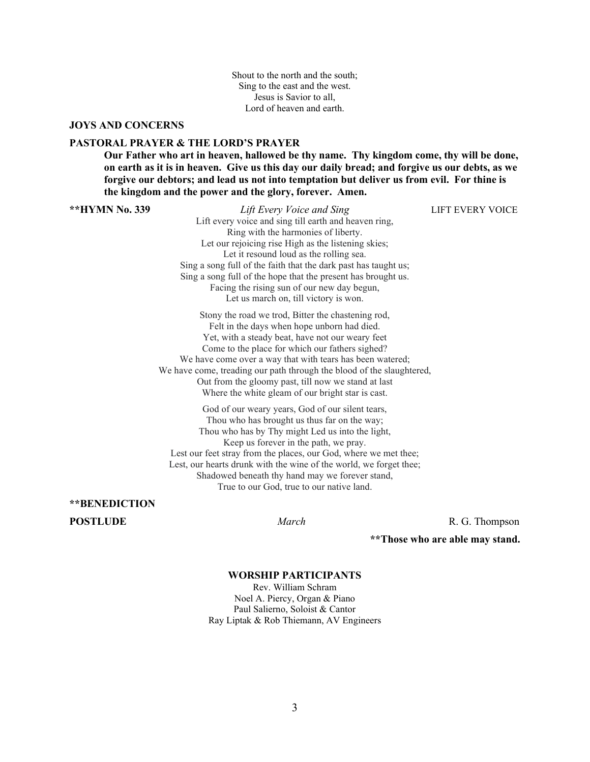Shout to the north and the south;  
Sing to the east and the west.  
Jesus is Savior to all,  
Lord of heaven and earth.

**JOYS AND CONCERNS**

**PASTORAL PRAYER & THE LORD'S PRAYER**

**Our Father who art in heaven, hallowed be thy name. Thy kingdom come, thy will be done, on earth as it is in heaven. Give us this day our daily bread; and forgive us our debts, as we forgive our debtors; and lead us not into temptation but deliver us from evil. For thine is the kingdom and the power and the glory, forever. Amen.**

**\*\*HYMN No. 339** *Lift Every Voice and Sing* LIFT EVERY VOICE

Lift every voice and sing till earth and heaven ring,  
Ring with the harmonies of liberty.  
Let our rejoicing rise High as the listening skies;  
Let it resound loud as the rolling sea.  
Sing a song full of the faith that the dark past has taught us;  
Sing a song full of the hope that the present has brought us.  
Facing the rising sun of our new day begun,  
Let us march on, till victory is won.

Stony the road we trod, Bitter the chastening rod,  
Felt in the days when hope unborn had died.  
Yet, with a steady beat, have not our weary feet  
Come to the place for which our fathers sighed?  
We have come over a way that with tears has been watered;  
We have come, treading our path through the blood of the slaughtered,  
Out from the gloomy past, till now we stand at last  
Where the white gleam of our bright star is cast.

God of our weary years, God of our silent tears,  
Thou who has brought us thus far on the way;  
Thou who has by Thy might Led us into the light,  
Keep us forever in the path, we pray.  
Lest our feet stray from the places, our God, where we met thee;  
Lest, our hearts drunk with the wine of the world, we forget thee;  
Shadowed beneath thy hand may we forever stand,  
True to our God, true to our native land.

**\*\*BENEDICTION**

**POSTLUDE** *March* R. G. Thompson

**\*\*Those who are able may stand.**

**WORSHIP PARTICIPANTS**

Rev. William Schram  
Noel A. Piercy, Organ & Piano  
Paul Salierno, Soloist & Cantor  
Ray Liptak & Rob Thiemann, AV Engineers